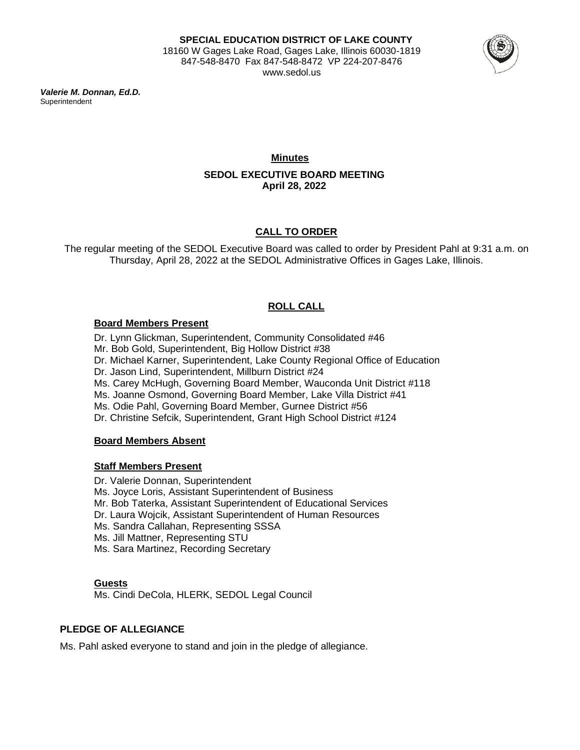**SPECIAL EDUCATION DISTRICT OF LAKE COUNTY**
18160 W Gages Lake Road, Gages Lake, Illinois 60030-1819
847-548-8470 Fax 847-548-8472 VP 224-207-8476
www.sedol.us

***Valerie M. Donnan, Ed.D.***
Superintendent

# Minutes

## SEDOL EXECUTIVE BOARD MEETING
**April 28, 2022**

## CALL TO ORDER

The regular meeting of the SEDOL Executive Board was called to order by President Pahl at 9:31 a.m. on Thursday, April 28, 2022 at the SEDOL Administrative Offices in Gages Lake, Illinois.

## ROLL CALL

### Board Members Present

Dr. Lynn Glickman, Superintendent, Community Consolidated #46
Mr. Bob Gold, Superintendent, Big Hollow District #38
Dr. Michael Karner, Superintendent, Lake County Regional Office of Education
Dr. Jason Lind, Superintendent, Millburn District #24
Ms. Carey McHugh, Governing Board Member, Wauconda Unit District #118
Ms. Joanne Osmond, Governing Board Member, Lake Villa District #41
Ms. Odie Pahl, Governing Board Member, Gurnee District #56
Dr. Christine Sefcik, Superintendent, Grant High School District #124

### Board Members Absent

### Staff Members Present

Dr. Valerie Donnan, Superintendent
Ms. Joyce Loris, Assistant Superintendent of Business
Mr. Bob Taterka, Assistant Superintendent of Educational Services
Dr. Laura Wojcik, Assistant Superintendent of Human Resources
Ms. Sandra Callahan, Representing SSSA
Ms. Jill Mattner, Representing STU
Ms. Sara Martinez, Recording Secretary

### Guests

Ms. Cindi DeCola, HLERK, SEDOL Legal Council

## PLEDGE OF ALLEGIANCE

Ms. Pahl asked everyone to stand and join in the pledge of allegiance.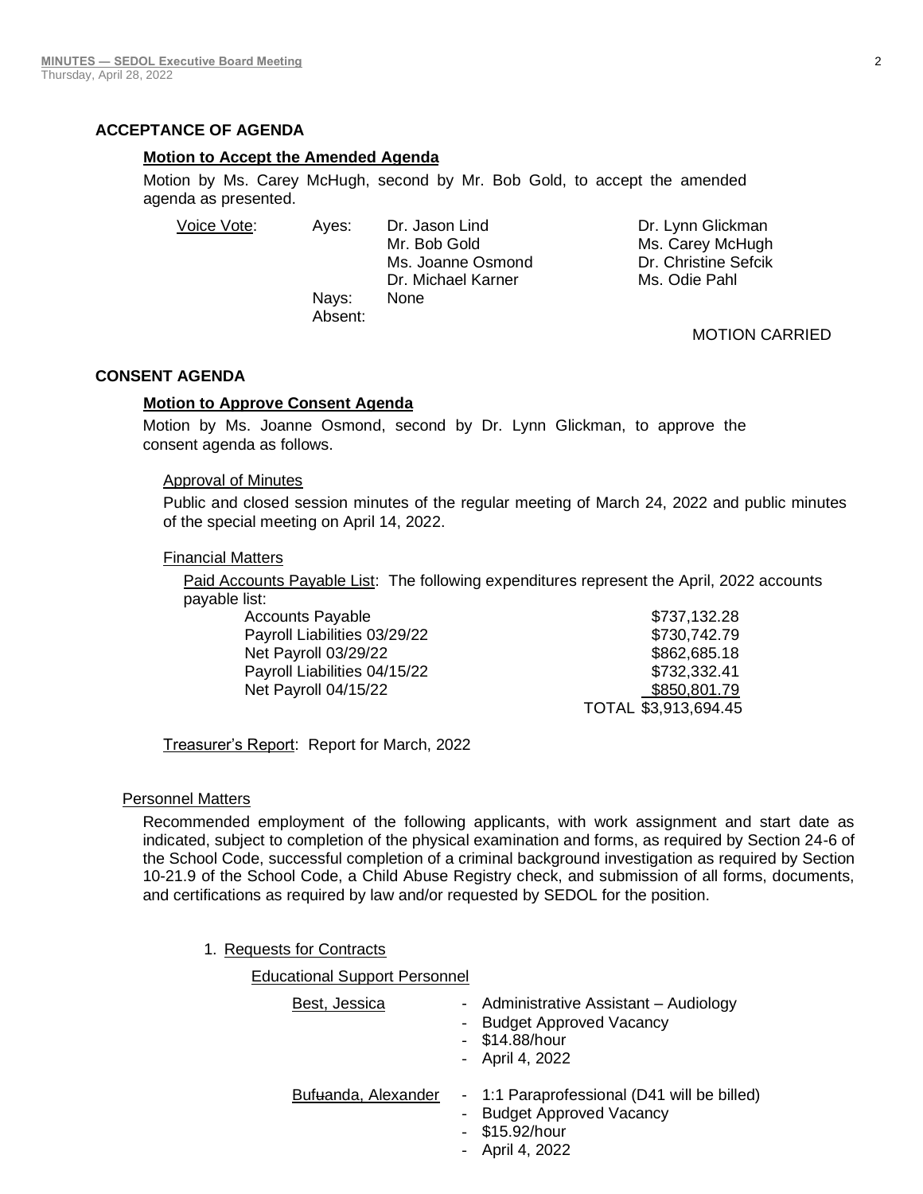## ACCEPTANCE OF AGENDA

### Motion to Accept the Amended Agenda

Motion by Ms. Carey McHugh, second by Mr. Bob Gold, to accept the amended agenda as presented.

| Voice Vote: | Ayes: | Dr. Jason Lind | Dr. Lynn Glickman |
|---|---|---|---|
| | | Mr. Bob Gold | Ms. Carey McHugh |
| | | Ms. Joanne Osmond | Dr. Christine Sefcik |
| | | Dr. Michael Karner | Ms. Odie Pahl |
| | Nays: | None | |
| | Absent: | | |

MOTION CARRIED

## CONSENT AGENDA

### Motion to Approve Consent Agenda

Motion by Ms. Joanne Osmond, second by Dr. Lynn Glickman, to approve the consent agenda as follows.

Approval of Minutes

Public and closed session minutes of the regular meeting of March 24, 2022 and public minutes of the special meeting on April 14, 2022.

Financial Matters

Paid Accounts Payable List: The following expenditures represent the April, 2022 accounts payable list:

| | |
|---|---|
| Accounts Payable | $737,132.28 |
| Payroll Liabilities 03/29/22 | $730,742.79 |
| Net Payroll 03/29/22 | $862,685.18 |
| Payroll Liabilities 04/15/22 | $732,332.41 |
| Net Payroll 04/15/22 | $850,801.79 |
| TOTAL | $3,913,694.45 |

Treasurer's Report: Report for March, 2022

Personnel Matters

Recommended employment of the following applicants, with work assignment and start date as indicated, subject to completion of the physical examination and forms, as required by Section 24-6 of the School Code, successful completion of a criminal background investigation as required by Section 10-21.9 of the School Code, a Child Abuse Registry check, and submission of all forms, documents, and certifications as required by law and/or requested by SEDOL for the position.

1. Requests for Contracts

   Educational Support Personnel

   Best, Jessica
   - Administrative Assistant – Audiology
   - Budget Approved Vacancy
   - $14.88/hour
   - April 4, 2022

   Bufuanda, Alexander
   - 1:1 Paraprofessional (D41 will be billed)
   - Budget Approved Vacancy
   - $15.92/hour
   - April 4, 2022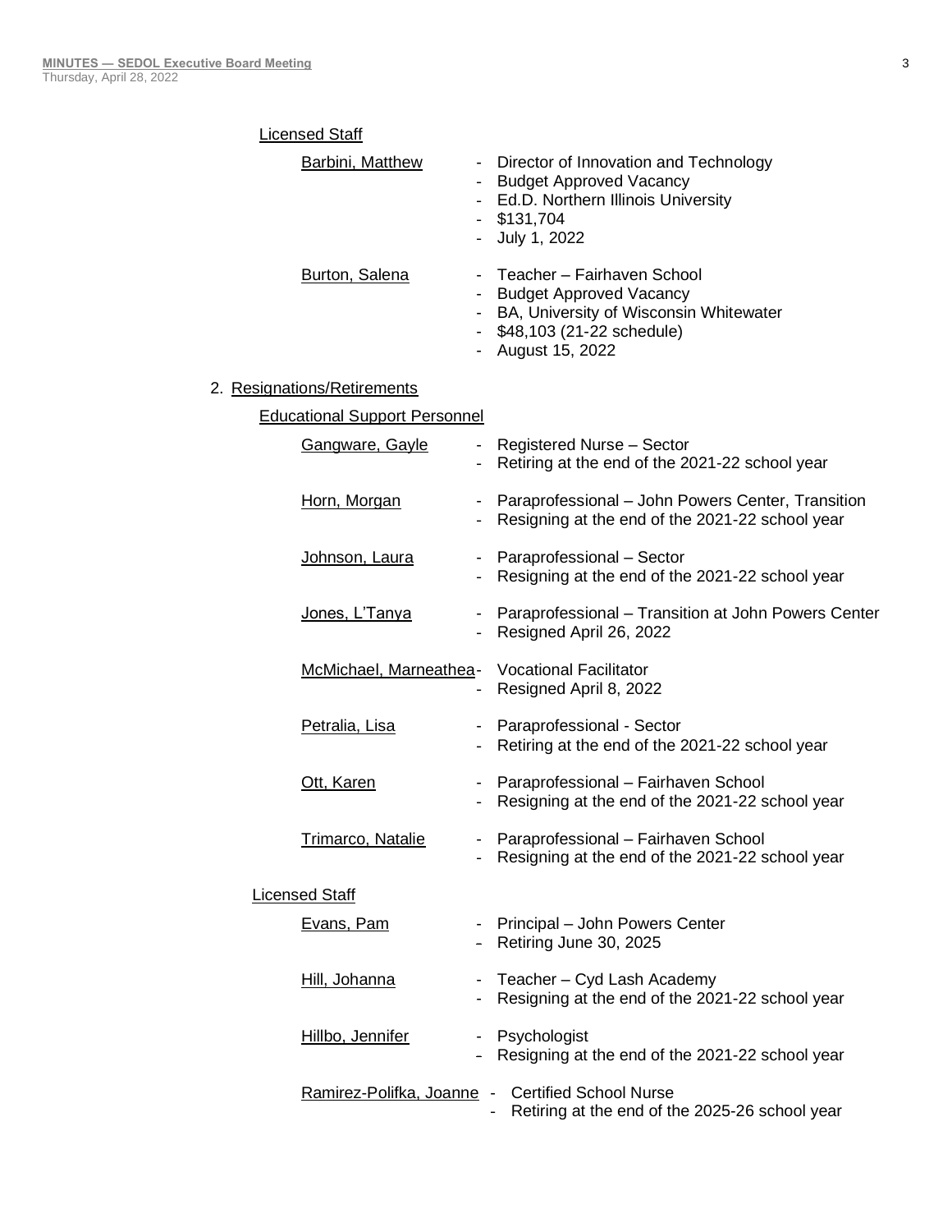Licensed Staff

Barbini, Matthew
- Director of Innovation and Technology
- Budget Approved Vacancy
- Ed.D. Northern Illinois University
- $131,704
- July 1, 2022

Burton, Salena
- Teacher – Fairhaven School
- Budget Approved Vacancy
- BA, University of Wisconsin Whitewater
- $48,103 (21-22 schedule)
- August 15, 2022

2. Resignations/Retirements

Educational Support Personnel

Gangware, Gayle
- Registered Nurse – Sector
- Retiring at the end of the 2021-22 school year

Horn, Morgan
- Paraprofessional – John Powers Center, Transition
- Resigning at the end of the 2021-22 school year

Johnson, Laura
- Paraprofessional – Sector
- Resigning at the end of the 2021-22 school year

Jones, L'Tanya
- Paraprofessional – Transition at John Powers Center
- Resigned April 26, 2022

McMichael, Marneathea
- Vocational Facilitator
- Resigned April 8, 2022

Petralia, Lisa
- Paraprofessional - Sector
- Retiring at the end of the 2021-22 school year

Ott, Karen
- Paraprofessional – Fairhaven School
- Resigning at the end of the 2021-22 school year

Trimarco, Natalie
- Paraprofessional – Fairhaven School
- Resigning at the end of the 2021-22 school year

Licensed Staff

Evans, Pam
- Principal – John Powers Center
- Retiring June 30, 2025

Hill, Johanna
- Teacher – Cyd Lash Academy
- Resigning at the end of the 2021-22 school year

Hillbo, Jennifer
- Psychologist
- Resigning at the end of the 2021-22 school year

Ramirez-Polifka, Joanne
- Certified School Nurse
- Retiring at the end of the 2025-26 school year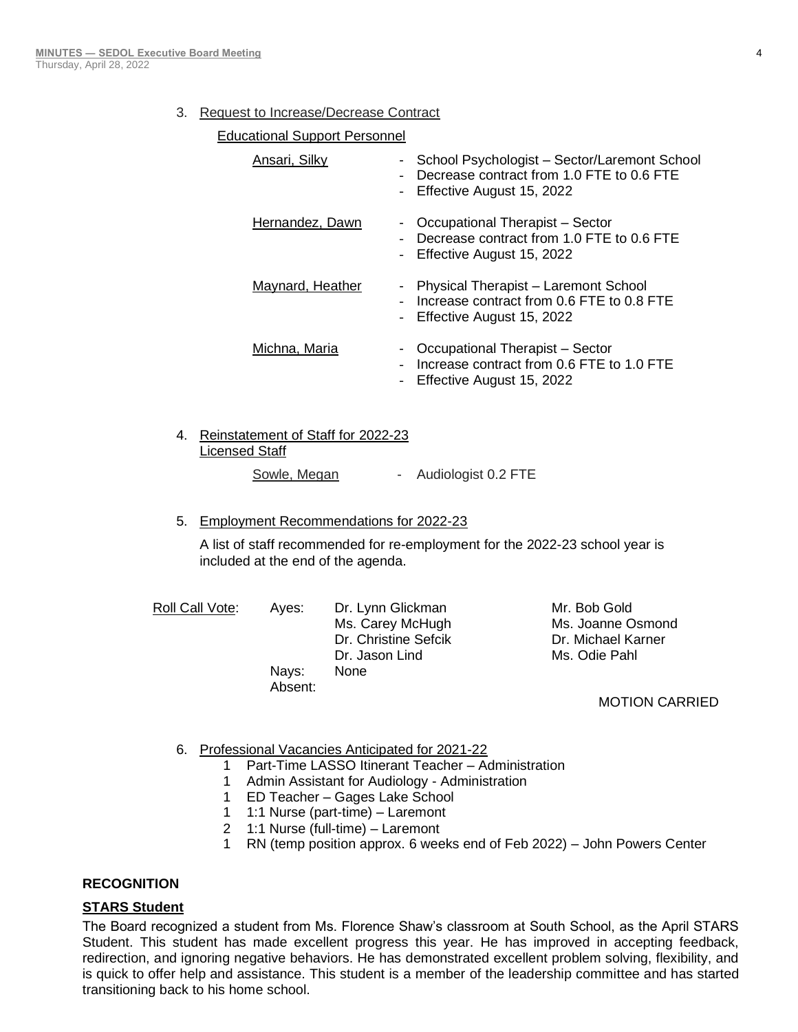3. Request to Increase/Decrease Contract

   Educational Support Personnel

   | | |
   |---|---|
   | Ansari, Silky | - School Psychologist – Sector/Laremont School<br>- Decrease contract from 1.0 FTE to 0.6 FTE<br>- Effective August 15, 2022 |
   | Hernandez, Dawn | - Occupational Therapist – Sector<br>- Decrease contract from 1.0 FTE to 0.6 FTE<br>- Effective August 15, 2022 |
   | Maynard, Heather | - Physical Therapist – Laremont School<br>- Increase contract from 0.6 FTE to 0.8 FTE<br>- Effective August 15, 2022 |
   | Michna, Maria | - Occupational Therapist – Sector<br>- Increase contract from 0.6 FTE to 1.0 FTE<br>- Effective August 15, 2022 |

4. Reinstatement of Staff for 2022-23
   Licensed Staff

   Sowle, Megan - Audiologist 0.2 FTE

5. Employment Recommendations for 2022-23

   A list of staff recommended for re-employment for the 2022-23 school year is included at the end of the agenda.

Roll Call Vote:

| | | |
|---|---|---|
| Ayes: | Dr. Lynn Glickman | Mr. Bob Gold |
| | Ms. Carey McHugh | Ms. Joanne Osmond |
| | Dr. Christine Sefcik | Dr. Michael Karner |
| | Dr. Jason Lind | Ms. Odie Pahl |
| Nays: | None | |
| Absent: | | |

MOTION CARRIED

6. Professional Vacancies Anticipated for 2021-22
   - 1 Part-Time LASSO Itinerant Teacher – Administration
   - 1 Admin Assistant for Audiology - Administration
   - 1 ED Teacher – Gages Lake School
   - 1 1:1 Nurse (part-time) – Laremont
   - 2 1:1 Nurse (full-time) – Laremont
   - 1 RN (temp position approx. 6 weeks end of Feb 2022) – John Powers Center

**RECOGNITION**

**STARS Student**

The Board recognized a student from Ms. Florence Shaw's classroom at South School, as the April STARS Student. This student has made excellent progress this year. He has improved in accepting feedback, redirection, and ignoring negative behaviors. He has demonstrated excellent problem solving, flexibility, and is quick to offer help and assistance. This student is a member of the leadership committee and has started transitioning back to his home school.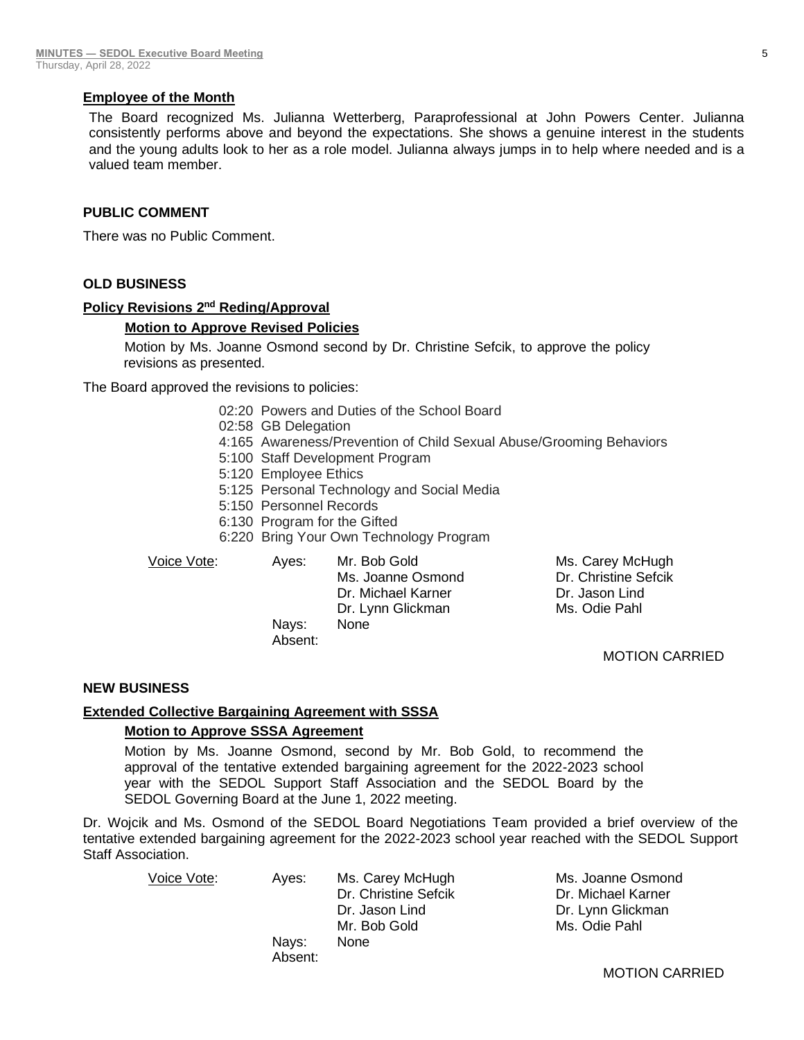**Employee of the Month**

The Board recognized Ms. Julianna Wetterberg, Paraprofessional at John Powers Center. Julianna consistently performs above and beyond the expectations. She shows a genuine interest in the students and the young adults look to her as a role model. Julianna always jumps in to help where needed and is a valued team member.

## PUBLIC COMMENT

There was no Public Comment.

## OLD BUSINESS

**Policy Revisions 2nd Reding/Approval**

**Motion to Approve Revised Policies**

Motion by Ms. Joanne Osmond second by Dr. Christine Sefcik, to approve the policy revisions as presented.

The Board approved the revisions to policies:

- 02:20 Powers and Duties of the School Board
- 02:58 GB Delegation
- 4:165 Awareness/Prevention of Child Sexual Abuse/Grooming Behaviors
- 5:100 Staff Development Program
- 5:120 Employee Ethics
- 5:125 Personal Technology and Social Media
- 5:150 Personnel Records
- 6:130 Program for the Gifted
- 6:220 Bring Your Own Technology Program

| Voice Vote: | Ayes: | Mr. Bob Gold | Ms. Carey McHugh |
|---|---|---|---|
| | | Ms. Joanne Osmond | Dr. Christine Sefcik |
| | | Dr. Michael Karner | Dr. Jason Lind |
| | | Dr. Lynn Glickman | Ms. Odie Pahl |
| | Nays: | None | |
| | Absent: | | |

MOTION CARRIED

## NEW BUSINESS

**Extended Collective Bargaining Agreement with SSSA**

**Motion to Approve SSSA Agreement**

Motion by Ms. Joanne Osmond, second by Mr. Bob Gold, to recommend the approval of the tentative extended bargaining agreement for the 2022-2023 school year with the SEDOL Support Staff Association and the SEDOL Board by the SEDOL Governing Board at the June 1, 2022 meeting.

Dr. Wojcik and Ms. Osmond of the SEDOL Board Negotiations Team provided a brief overview of the tentative extended bargaining agreement for the 2022-2023 school year reached with the SEDOL Support Staff Association.

| Voice Vote: | Ayes: | Ms. Carey McHugh | Ms. Joanne Osmond |
|---|---|---|---|
| | | Dr. Christine Sefcik | Dr. Michael Karner |
| | | Dr. Jason Lind | Dr. Lynn Glickman |
| | | Mr. Bob Gold | Ms. Odie Pahl |
| | Nays: | None | |
| | Absent: | | |

MOTION CARRIED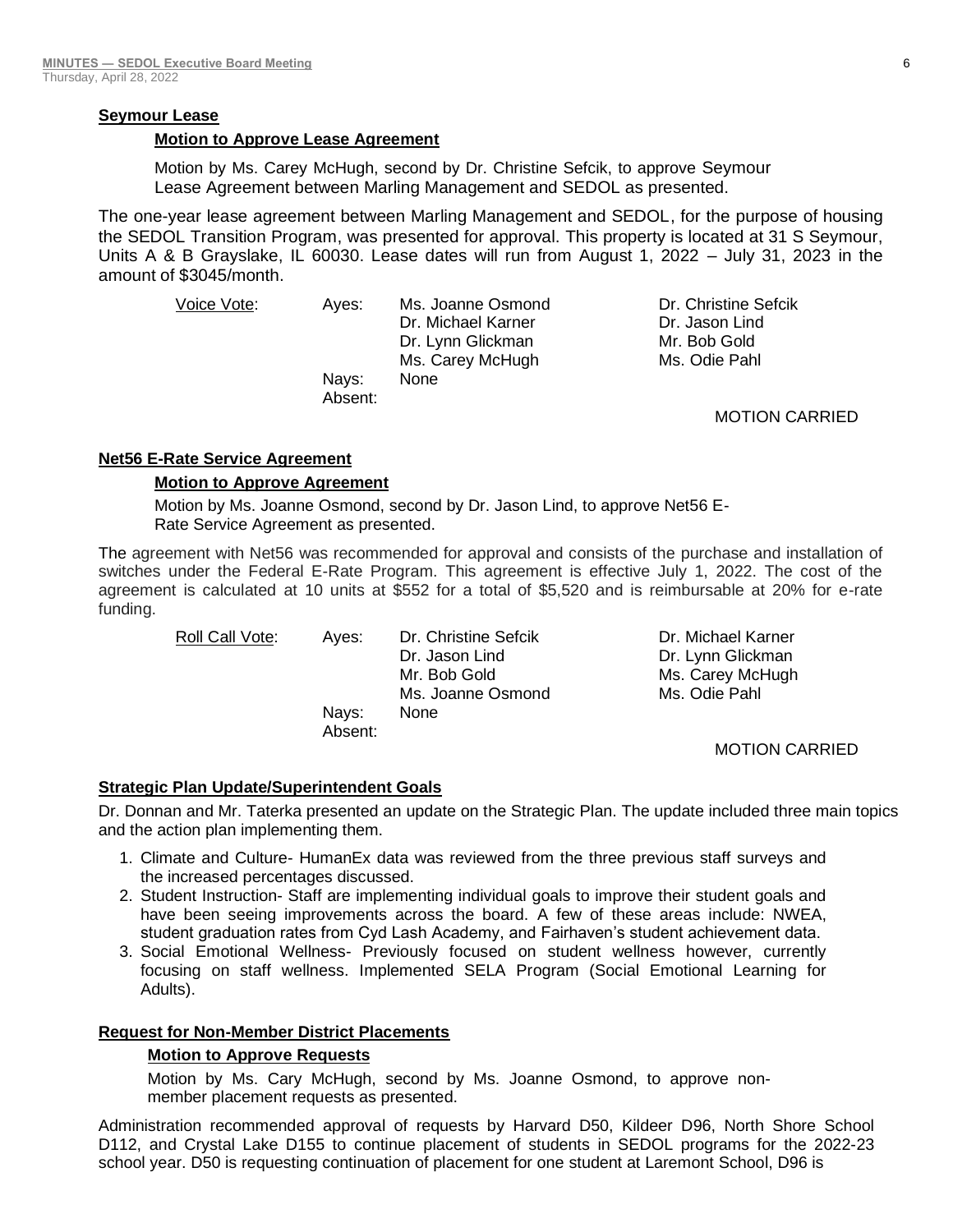**Seymour Lease**

**Motion to Approve Lease Agreement**

Motion by Ms. Carey McHugh, second by Dr. Christine Sefcik, to approve Seymour Lease Agreement between Marling Management and SEDOL as presented.

The one-year lease agreement between Marling Management and SEDOL, for the purpose of housing the SEDOL Transition Program, was presented for approval. This property is located at 31 S Seymour, Units A & B Grayslake, IL 60030. Lease dates will run from August 1, 2022 – July 31, 2023 in the amount of $3045/month.

| Voice Vote: | Ayes: | Ms. Joanne Osmond | Dr. Christine Sefcik |
|---|---|---|---|
| | | Dr. Michael Karner | Dr. Jason Lind |
| | | Dr. Lynn Glickman | Mr. Bob Gold |
| | | Ms. Carey McHugh | Ms. Odie Pahl |
| | Nays: | None | |
| | Absent: | | |

MOTION CARRIED

**Net56 E-Rate Service Agreement**

**Motion to Approve Agreement**

Motion by Ms. Joanne Osmond, second by Dr. Jason Lind, to approve Net56 E-Rate Service Agreement as presented.

The agreement with Net56 was recommended for approval and consists of the purchase and installation of switches under the Federal E-Rate Program. This agreement is effective July 1, 2022. The cost of the agreement is calculated at 10 units at $552 for a total of $5,520 and is reimbursable at 20% for e-rate funding.

| Roll Call Vote: | Ayes: | Dr. Christine Sefcik | Dr. Michael Karner |
|---|---|---|---|
| | | Dr. Jason Lind | Dr. Lynn Glickman |
| | | Mr. Bob Gold | Ms. Carey McHugh |
| | | Ms. Joanne Osmond | Ms. Odie Pahl |
| | Nays: | None | |
| | Absent: | | |

MOTION CARRIED

**Strategic Plan Update/Superintendent Goals**

Dr. Donnan and Mr. Taterka presented an update on the Strategic Plan. The update included three main topics and the action plan implementing them.

1. Climate and Culture- HumanEx data was reviewed from the three previous staff surveys and the increased percentages discussed.
2. Student Instruction- Staff are implementing individual goals to improve their student goals and have been seeing improvements across the board. A few of these areas include: NWEA, student graduation rates from Cyd Lash Academy, and Fairhaven's student achievement data.
3. Social Emotional Wellness- Previously focused on student wellness however, currently focusing on staff wellness. Implemented SELA Program (Social Emotional Learning for Adults).

**Request for Non-Member District Placements**

**Motion to Approve Requests**

Motion by Ms. Cary McHugh, second by Ms. Joanne Osmond, to approve non-member placement requests as presented.

Administration recommended approval of requests by Harvard D50, Kildeer D96, North Shore School D112, and Crystal Lake D155 to continue placement of students in SEDOL programs for the 2022-23 school year. D50 is requesting continuation of placement for one student at Laremont School, D96 is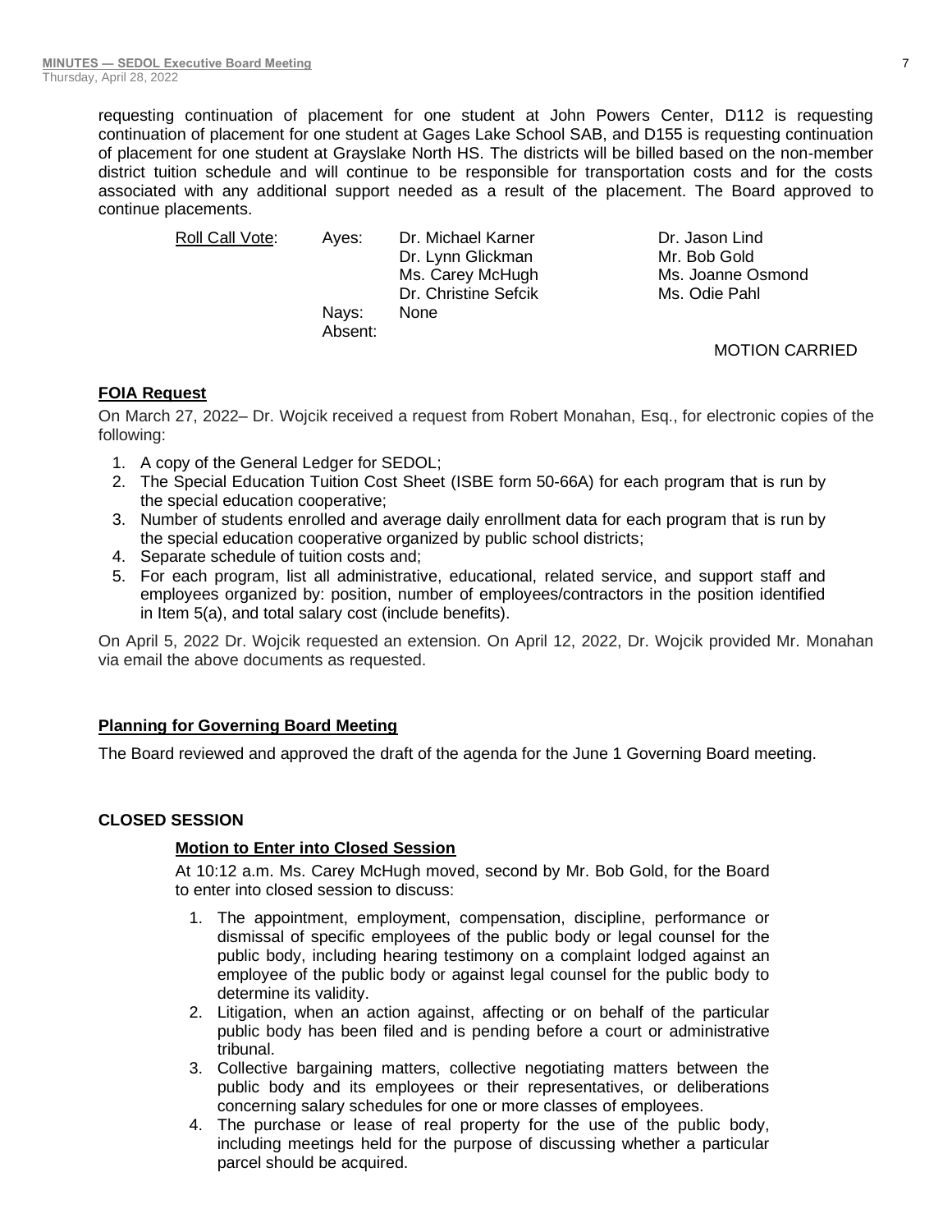requesting continuation of placement for one student at John Powers Center, D112 is requesting continuation of placement for one student at Gages Lake School SAB, and D155 is requesting continuation of placement for one student at Grayslake North HS. The districts will be billed based on the non-member district tuition schedule and will continue to be responsible for transportation costs and for the costs associated with any additional support needed as a result of the placement. The Board approved to continue placements.

| Roll Call Vote: | Ayes: | Dr. Michael Karner | Dr. Jason Lind |
|---|---|---|---|
| | | Dr. Lynn Glickman | Mr. Bob Gold |
| | | Ms. Carey McHugh | Ms. Joanne Osmond |
| | | Dr. Christine Sefcik | Ms. Odie Pahl |
| | Nays: | None | |
| | Absent: | | |

MOTION CARRIED

**FOIA Request**

On March 27, 2022– Dr. Wojcik received a request from Robert Monahan, Esq., for electronic copies of the following:

1. A copy of the General Ledger for SEDOL;
2. The Special Education Tuition Cost Sheet (ISBE form 50-66A) for each program that is run by the special education cooperative;
3. Number of students enrolled and average daily enrollment data for each program that is run by the special education cooperative organized by public school districts;
4. Separate schedule of tuition costs and;
5. For each program, list all administrative, educational, related service, and support staff and employees organized by: position, number of employees/contractors in the position identified in Item 5(a), and total salary cost (include benefits).

On April 5, 2022 Dr. Wojcik requested an extension. On April 12, 2022, Dr. Wojcik provided Mr. Monahan via email the above documents as requested.

**Planning for Governing Board Meeting**

The Board reviewed and approved the draft of the agenda for the June 1 Governing Board meeting.

## CLOSED SESSION

**Motion to Enter into Closed Session**

At 10:12 a.m. Ms. Carey McHugh moved, second by Mr. Bob Gold, for the Board to enter into closed session to discuss:

1. The appointment, employment, compensation, discipline, performance or dismissal of specific employees of the public body or legal counsel for the public body, including hearing testimony on a complaint lodged against an employee of the public body or against legal counsel for the public body to determine its validity.
2. Litigation, when an action against, affecting or on behalf of the particular public body has been filed and is pending before a court or administrative tribunal.
3. Collective bargaining matters, collective negotiating matters between the public body and its employees or their representatives, or deliberations concerning salary schedules for one or more classes of employees.
4. The purchase or lease of real property for the use of the public body, including meetings held for the purpose of discussing whether a particular parcel should be acquired.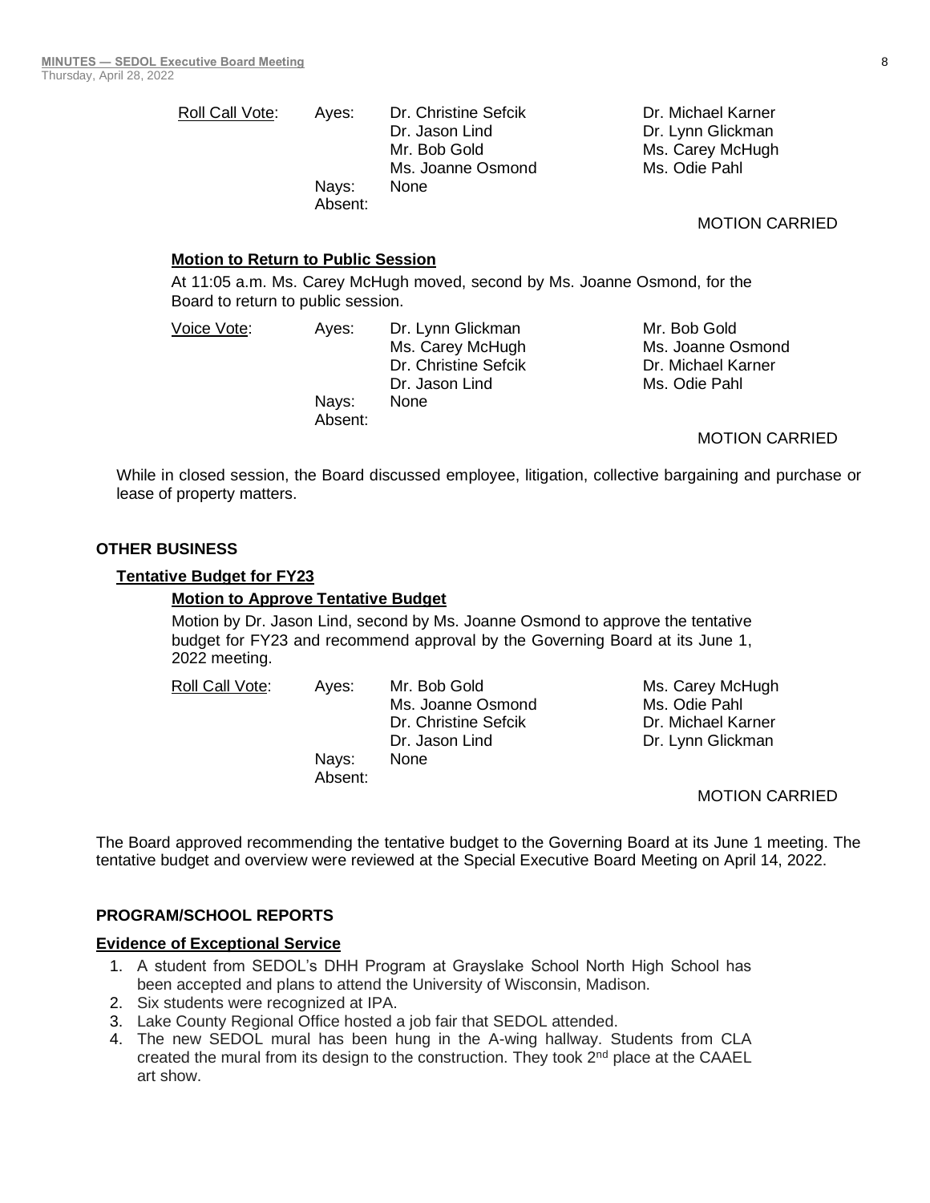| Roll Call Vote: | Ayes: | Dr. Christine Sefcik | Dr. Michael Karner |
|---|---|---|---|
| | | Dr. Jason Lind | Dr. Lynn Glickman |
| | | Mr. Bob Gold | Ms. Carey McHugh |
| | | Ms. Joanne Osmond | Ms. Odie Pahl |
| | Nays: | None | |
| | Absent: | | |

MOTION CARRIED

**Motion to Return to Public Session**

At 11:05 a.m. Ms. Carey McHugh moved, second by Ms. Joanne Osmond, for the Board to return to public session.

| Voice Vote: | Ayes: | Dr. Lynn Glickman | Mr. Bob Gold |
|---|---|---|---|
| | | Ms. Carey McHugh | Ms. Joanne Osmond |
| | | Dr. Christine Sefcik | Dr. Michael Karner |
| | | Dr. Jason Lind | Ms. Odie Pahl |
| | Nays: | None | |
| | Absent: | | |

MOTION CARRIED

While in closed session, the Board discussed employee, litigation, collective bargaining and purchase or lease of property matters.

## OTHER BUSINESS

### Tentative Budget for FY23

**Motion to Approve Tentative Budget**

Motion by Dr. Jason Lind, second by Ms. Joanne Osmond to approve the tentative budget for FY23 and recommend approval by the Governing Board at its June 1, 2022 meeting.

| Roll Call Vote: | Ayes: | Mr. Bob Gold | Ms. Carey McHugh |
|---|---|---|---|
| | | Ms. Joanne Osmond | Ms. Odie Pahl |
| | | Dr. Christine Sefcik | Dr. Michael Karner |
| | | Dr. Jason Lind | Dr. Lynn Glickman |
| | Nays: | None | |
| | Absent: | | |

MOTION CARRIED

The Board approved recommending the tentative budget to the Governing Board at its June 1 meeting. The tentative budget and overview were reviewed at the Special Executive Board Meeting on April 14, 2022.

## PROGRAM/SCHOOL REPORTS

### Evidence of Exceptional Service

1. A student from SEDOL's DHH Program at Grayslake School North High School has been accepted and plans to attend the University of Wisconsin, Madison.
2. Six students were recognized at IPA.
3. Lake County Regional Office hosted a job fair that SEDOL attended.
4. The new SEDOL mural has been hung in the A-wing hallway. Students from CLA created the mural from its design to the construction. They took 2nd place at the CAAEL art show.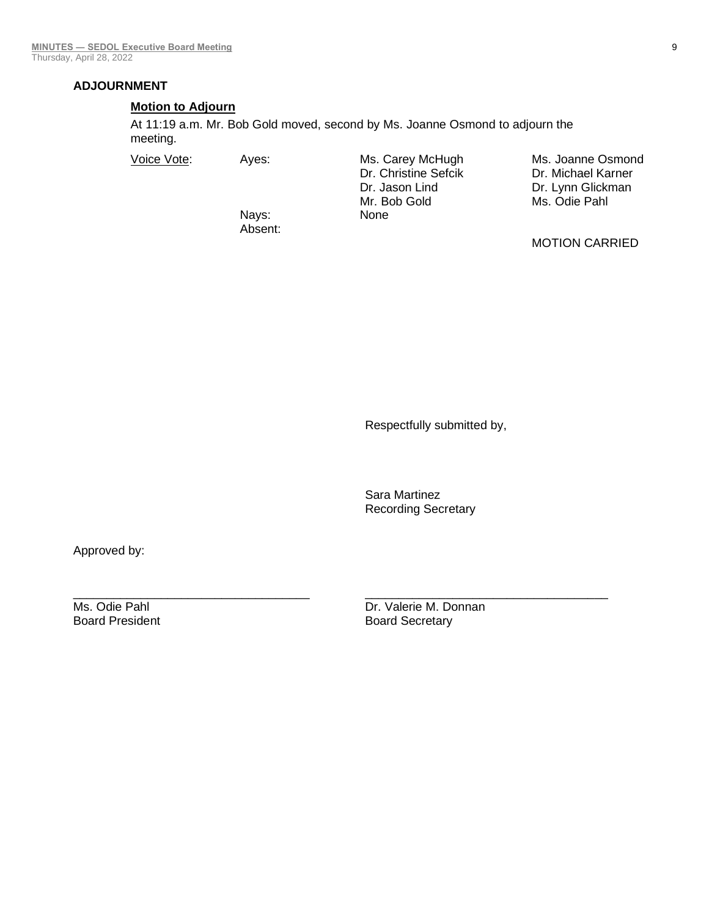## ADJOURNMENT

### Motion to Adjourn

At 11:19 a.m. Mr. Bob Gold moved, second by Ms. Joanne Osmond to adjourn the meeting.

| | | | |
|---|---|---|---|
| Voice Vote: | Ayes: | Ms. Carey McHugh | Ms. Joanne Osmond |
| | | Dr. Christine Sefcik | Dr. Michael Karner |
| | | Dr. Jason Lind | Dr. Lynn Glickman |
| | | Mr. Bob Gold | Ms. Odie Pahl |
| | Nays: | None | |
| | Absent: | | |
| | | | MOTION CARRIED |

Respectfully submitted by,

Sara Martinez
Recording Secretary

Approved by:

\_\_\_\_\_\_\_\_\_\_\_\_\_\_\_\_\_\_\_\_\_\_\_\_\_\_\_\_\_\_\_\_\_\_
Ms. Odie Pahl
Board President

\_\_\_\_\_\_\_\_\_\_\_\_\_\_\_\_\_\_\_\_\_\_\_\_\_\_\_\_\_\_\_\_\_\_
Dr. Valerie M. Donnan
Board Secretary